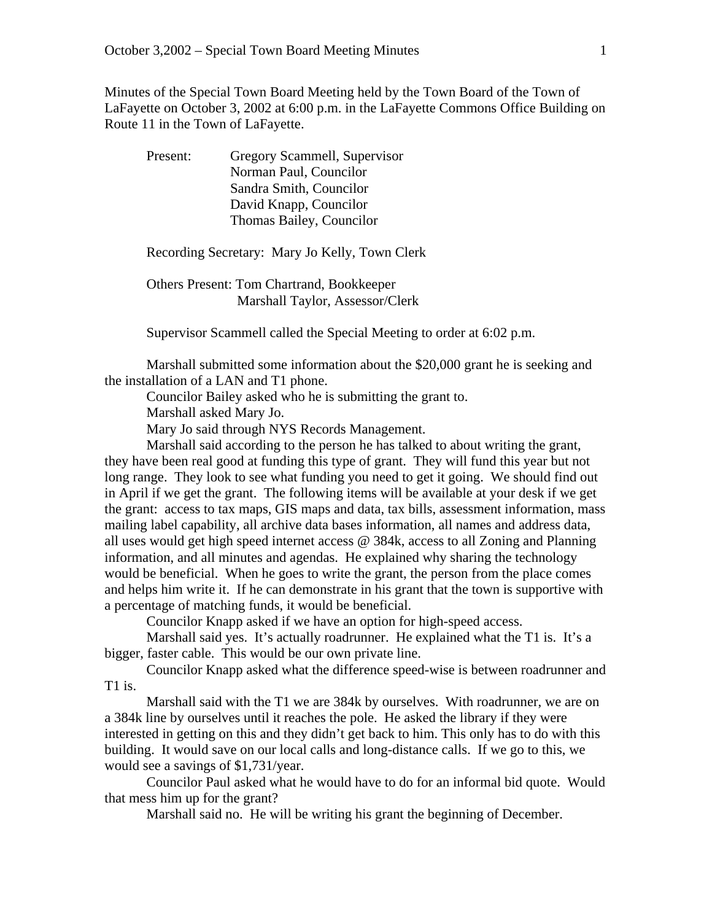Minutes of the Special Town Board Meeting held by the Town Board of the Town of LaFayette on October 3, 2002 at 6:00 p.m. in the LaFayette Commons Office Building on Route 11 in the Town of LaFayette.

Present: Gregory Scammell, Supervisor
Norman Paul, Councilor
Sandra Smith, Councilor
David Knapp, Councilor
Thomas Bailey, Councilor

Recording Secretary: Mary Jo Kelly, Town Clerk

Others Present: Tom Chartrand, Bookkeeper
Marshall Taylor, Assessor/Clerk

Supervisor Scammell called the Special Meeting to order at 6:02 p.m.

Marshall submitted some information about the $20,000 grant he is seeking and the installation of a LAN and T1 phone.

Councilor Bailey asked who he is submitting the grant to.

Marshall asked Mary Jo.

Mary Jo said through NYS Records Management.

Marshall said according to the person he has talked to about writing the grant, they have been real good at funding this type of grant. They will fund this year but not long range. They look to see what funding you need to get it going. We should find out in April if we get the grant. The following items will be available at your desk if we get the grant: access to tax maps, GIS maps and data, tax bills, assessment information, mass mailing label capability, all archive data bases information, all names and address data, all uses would get high speed internet access @ 384k, access to all Zoning and Planning information, and all minutes and agendas. He explained why sharing the technology would be beneficial. When he goes to write the grant, the person from the place comes and helps him write it. If he can demonstrate in his grant that the town is supportive with a percentage of matching funds, it would be beneficial.

Councilor Knapp asked if we have an option for high-speed access.

Marshall said yes. It's actually roadrunner. He explained what the T1 is. It's a bigger, faster cable. This would be our own private line.

Councilor Knapp asked what the difference speed-wise is between roadrunner and T1 is.

Marshall said with the T1 we are 384k by ourselves. With roadrunner, we are on a 384k line by ourselves until it reaches the pole. He asked the library if they were interested in getting on this and they didn't get back to him. This only has to do with this building. It would save on our local calls and long-distance calls. If we go to this, we would see a savings of $1,731/year.

Councilor Paul asked what he would have to do for an informal bid quote. Would that mess him up for the grant?

Marshall said no. He will be writing his grant the beginning of December.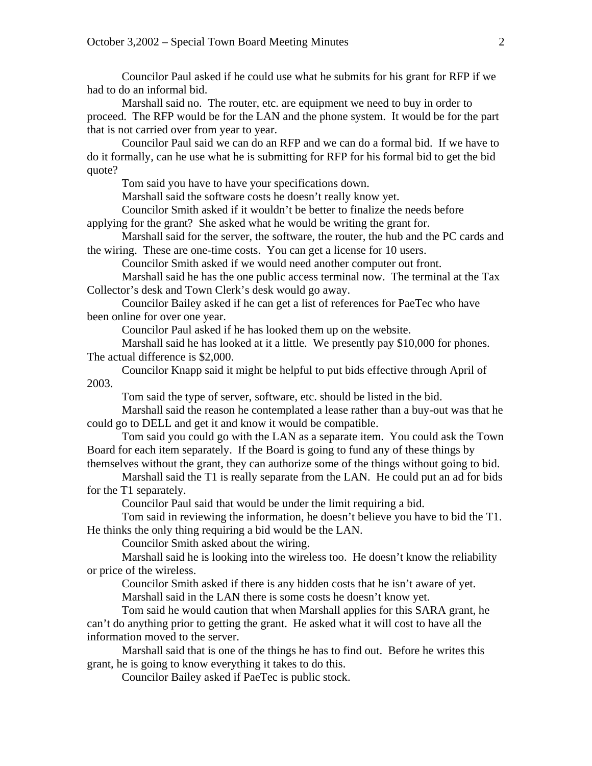Councilor Paul asked if he could use what he submits for his grant for RFP if we had to do an informal bid.

Marshall said no. The router, etc. are equipment we need to buy in order to proceed. The RFP would be for the LAN and the phone system. It would be for the part that is not carried over from year to year.

Councilor Paul said we can do an RFP and we can do a formal bid. If we have to do it formally, can he use what he is submitting for RFP for his formal bid to get the bid quote?

Tom said you have to have your specifications down.

Marshall said the software costs he doesn't really know yet.

Councilor Smith asked if it wouldn't be better to finalize the needs before applying for the grant? She asked what he would be writing the grant for.

Marshall said for the server, the software, the router, the hub and the PC cards and the wiring. These are one-time costs. You can get a license for 10 users.

Councilor Smith asked if we would need another computer out front.

Marshall said he has the one public access terminal now. The terminal at the Tax Collector's desk and Town Clerk's desk would go away.

Councilor Bailey asked if he can get a list of references for PaeTec who have been online for over one year.

Councilor Paul asked if he has looked them up on the website.

Marshall said he has looked at it a little. We presently pay $10,000 for phones. The actual difference is $2,000.

Councilor Knapp said it might be helpful to put bids effective through April of 2003.

Tom said the type of server, software, etc. should be listed in the bid.

Marshall said the reason he contemplated a lease rather than a buy-out was that he could go to DELL and get it and know it would be compatible.

Tom said you could go with the LAN as a separate item. You could ask the Town Board for each item separately. If the Board is going to fund any of these things by themselves without the grant, they can authorize some of the things without going to bid.

Marshall said the T1 is really separate from the LAN. He could put an ad for bids for the T1 separately.

Councilor Paul said that would be under the limit requiring a bid.

Tom said in reviewing the information, he doesn't believe you have to bid the T1. He thinks the only thing requiring a bid would be the LAN.

Councilor Smith asked about the wiring.

Marshall said he is looking into the wireless too. He doesn't know the reliability or price of the wireless.

Councilor Smith asked if there is any hidden costs that he isn't aware of yet.

Marshall said in the LAN there is some costs he doesn't know yet.

Tom said he would caution that when Marshall applies for this SARA grant, he can't do anything prior to getting the grant. He asked what it will cost to have all the information moved to the server.

Marshall said that is one of the things he has to find out. Before he writes this grant, he is going to know everything it takes to do this.

Councilor Bailey asked if PaeTec is public stock.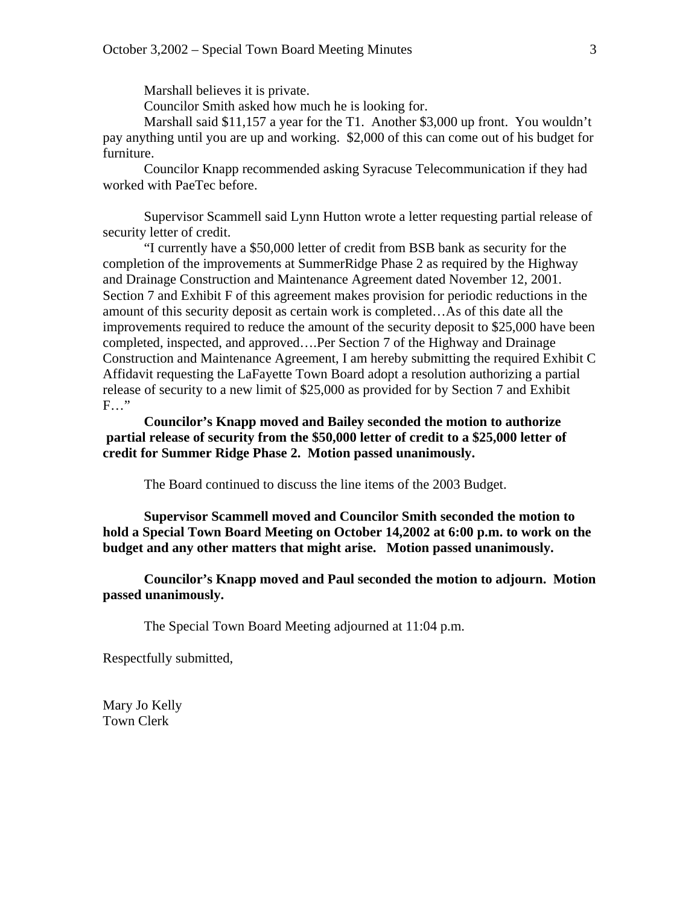Marshall believes it is private.

Councilor Smith asked how much he is looking for.

Marshall said $11,157 a year for the T1. Another $3,000 up front. You wouldn't pay anything until you are up and working. $2,000 of this can come out of his budget for furniture.

Councilor Knapp recommended asking Syracuse Telecommunication if they had worked with PaeTec before.

Supervisor Scammell said Lynn Hutton wrote a letter requesting partial release of security letter of credit.

"I currently have a $50,000 letter of credit from BSB bank as security for the completion of the improvements at SummerRidge Phase 2 as required by the Highway and Drainage Construction and Maintenance Agreement dated November 12, 2001. Section 7 and Exhibit F of this agreement makes provision for periodic reductions in the amount of this security deposit as certain work is completed…As of this date all the improvements required to reduce the amount of the security deposit to $25,000 have been completed, inspected, and approved….Per Section 7 of the Highway and Drainage Construction and Maintenance Agreement, I am hereby submitting the required Exhibit C Affidavit requesting the LaFayette Town Board adopt a resolution authorizing a partial release of security to a new limit of $25,000 as provided for by Section 7 and Exhibit F…"

**Councilor's Knapp moved and Bailey seconded the motion to authorize partial release of security from the $50,000 letter of credit to a $25,000 letter of credit for Summer Ridge Phase 2. Motion passed unanimously.**

The Board continued to discuss the line items of the 2003 Budget.

**Supervisor Scammell moved and Councilor Smith seconded the motion to hold a Special Town Board Meeting on October 14,2002 at 6:00 p.m. to work on the budget and any other matters that might arise. Motion passed unanimously.**

**Councilor's Knapp moved and Paul seconded the motion to adjourn. Motion passed unanimously.**

The Special Town Board Meeting adjourned at 11:04 p.m.

Respectfully submitted,

Mary Jo Kelly
Town Clerk